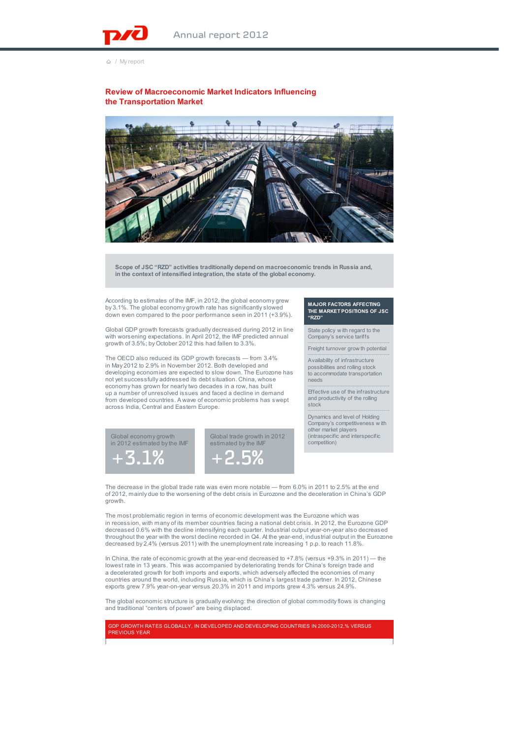# Review of Macroeconomic Market Indicators Influencing the Transportation Market

**Scope of JSC "RZD" activities traditionally depend on macroeconomic trends in Russia and, in the context of intensified integration, the state of the global economy.**

According to estimates of the IMF, in 2012, the global economy grew by 3.1%. The global economy growth rate has significantly slowed down even compared to the poor performance seen in 2011 (+3.9%).

Global GDP growth forecasts gradually decreased during 2012 in line with worsening expectations. In April 2012, the IMF predicted annual growth of 3.5%; by October 2012 this had fallen to 3.3%.

The OECD also reduced its GDP growth forecasts — from 3.4% in May 2012 to 2.9% in November 2012. Both developed and developing economies are expected to slow down. The Eurozone has not yet successfully addressed its debt situation. China, whose economy has grown for nearly two decades in a row, has built up a number of unresolved issues and faced a decline in demand from developed countries. A wave of economic problems has swept across India, Central and Eastern Europe.

**MAJOR FACTORS AFFECTING THE MARKET POSITIONS OF JSC "RZD"**

- State policy with regard to the Company's service tariffs
- Freight turnover growth potential
- Availability of infrastructure possibilities and rolling stock to accommodate transportation needs
- Effective use of the infrastructure and productivity of the rolling stock
- Dynamics and level of Holding Company's competitiveness with other market players (intraspecific and interspecific competition)

Global economy growth in 2012 estimated by the IMF
**+3.1%**

Global trade growth in 2012 estimated by the IMF
**+2.5%**

The decrease in the global trade rate was even more notable — from 6.0% in 2011 to 2.5% at the end of 2012, mainly due to the worsening of the debt crisis in Eurozone and the deceleration in China's GDP growth.

The most problematic region in terms of economic development was the Eurozone which was in recession, with many of its member countries facing a national debt crisis. In 2012, the Eurozone GDP decreased 0.6% with the decline intensifying each quarter. Industrial output year-on-year also decreased throughout the year with the worst decline recorded in Q4. At the year-end, industrial output in the Eurozone decreased by 2.4% (versus 2011) with the unemployment rate increasing 1 p.p. to reach 11.8%.

In China, the rate of economic growth at the year-end decreased to +7.8% (versus +9.3% in 2011) — the lowest rate in 13 years. This was accompanied by deteriorating trends for China's foreign trade and a decelerated growth for both imports and exports, which adversely affected the economies of many countries around the world, including Russia, which is China's largest trade partner. In 2012, Chinese exports grew 7.9% year-on-year versus 20.3% in 2011 and imports grew 4.3% versus 24.9%.

The global economic structure is gradually evolving: the direction of global commodity flows is changing and traditional "centers of power" are being displaced.

GDP GROWTH RATES GLOBALLY, IN DEVELOPED AND DEVELOPING COUNTRIES IN 2000-2012,% VERSUS PREVIOUS YEAR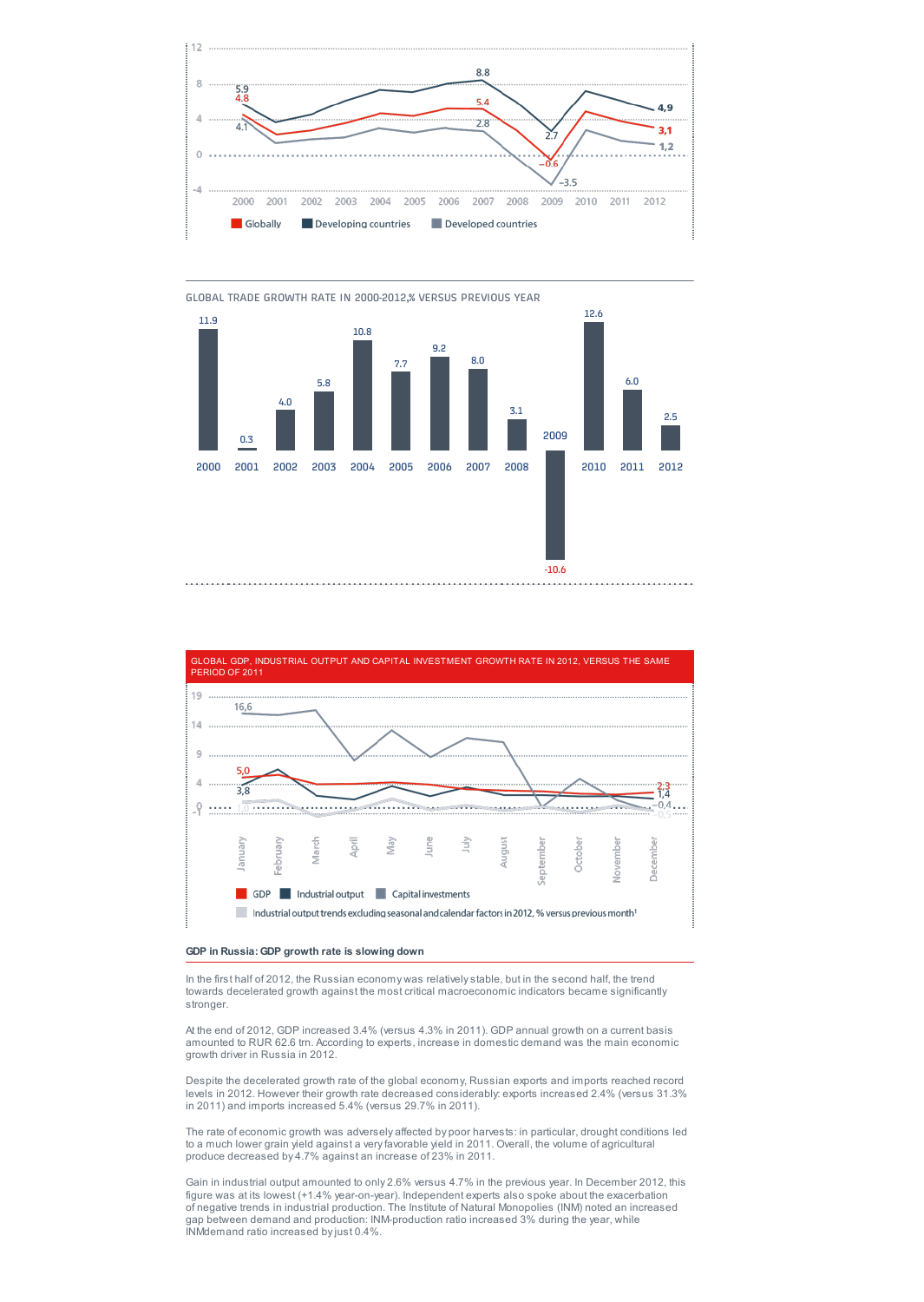GLOBAL TRADE GROWTH RATE IN 2000-2012,% VERSUS PREVIOUS YEAR

| Year | 2000 | 2001 | 2002 | 2003 | 2004 | 2005 | 2006 | 2007 | 2008 | 2009 | 2010 | 2011 | 2012 |
|---|---|---|---|---|---|---|---|---|---|---|---|---|---|
| % | 11.9 | 0.3 | 4.0 | 5.8 | 10.8 | 7.7 | 9.2 | 8.0 | 3.1 | -10.6 | 12.6 | 6.0 | 2.5 |

GLOBAL GDP, INDUSTRIAL OUTPUT AND CAPITAL INVESTMENT GROWTH RATE IN 2012, VERSUS THE SAME PERIOD OF 2011

Industrial output trends excluding seasonal and calendar factors in 2012, % versus previous month[1]

## GDP in Russia: GDP growth rate is slowing down

In the first half of 2012, the Russian economy was relatively stable, but in the second half, the trend towards decelerated growth against the most critical macroeconomic indicators became significantly stronger.

At the end of 2012, GDP increased 3.4% (versus 4.3% in 2011). GDP annual growth on a current basis amounted to RUR 62.6 trn. According to experts, increase in domestic demand was the main economic growth driver in Russia in 2012.

Despite the decelerated growth rate of the global economy, Russian exports and imports reached record levels in 2012. However their growth rate decreased considerably: exports increased 2.4% (versus 31.3% in 2011) and imports increased 5.4% (versus 29.7% in 2011).

The rate of economic growth was adversely affected by poor harvests: in particular, drought conditions led to a much lower grain yield against a very favorable yield in 2011. Overall, the volume of agricultural produce decreased by 4.7% against an increase of 23% in 2011.

Gain in industrial output amounted to only 2.6% versus 4.7% in the previous year. In December 2012, this figure was at its lowest (+1.4% year-on-year). Independent experts also spoke about the exacerbation of negative trends in industrial production. The Institute of Natural Monopolies (INM) noted an increased gap between demand and production: INM-production ratio increased 3% during the year, while INMdemand ratio increased by just 0.4%.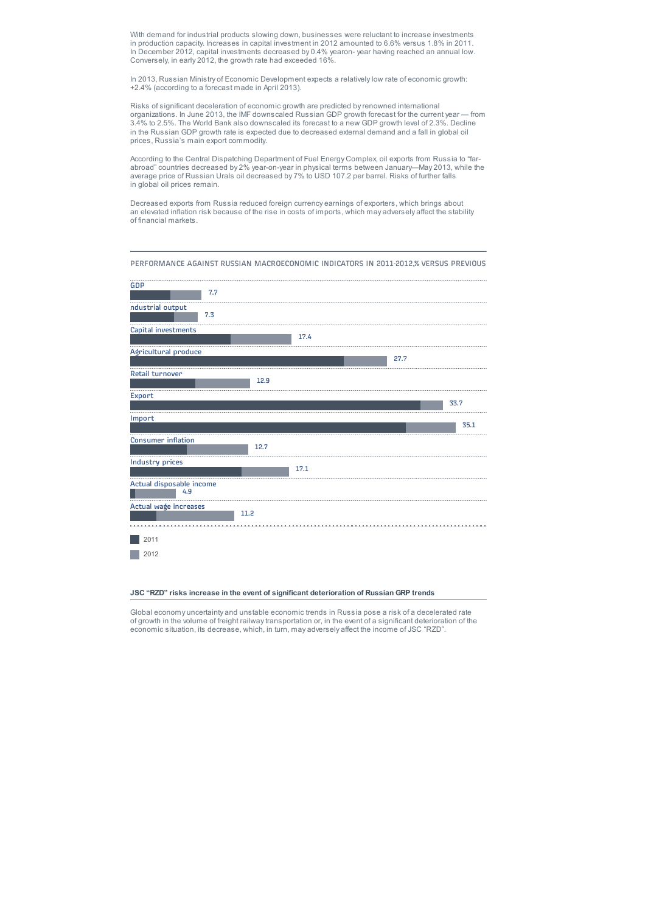With demand for industrial products slowing down, businesses were reluctant to increase investments in production capacity. Increases in capital investment in 2012 amounted to 6.6% versus 1.8% in 2011. In December 2012, capital investments decreased by 0.4% yearon- year having reached an annual low. Conversely, in early 2012, the growth rate had exceeded 16%.

In 2013, Russian Ministry of Economic Development expects a relatively low rate of economic growth: +2.4% (according to a forecast made in April 2013).

Risks of significant deceleration of economic growth are predicted by renowned international organizations. In June 2013, the IMF downscaled Russian GDP growth forecast for the current year — from 3.4% to 2.5%. The World Bank also downscaled its forecast to a new GDP growth level of 2.3%. Decline in the Russian GDP growth rate is expected due to decreased external demand and a fall in global oil prices, Russia's main export commodity.

According to the Central Dispatching Department of Fuel Energy Complex, oil exports from Russia to "far-abroad" countries decreased by 2% year-on-year in physical terms between January—May 2013, while the average price of Russian Urals oil decreased by 7% to USD 107.2 per barrel. Risks of further falls in global oil prices remain.

Decreased exports from Russia reduced foreign currency earnings of exporters, which brings about an elevated inflation risk because of the rise in costs of imports, which may adversely affect the stability of financial markets.

PERFORMANCE AGAINST RUSSIAN MACROECONOMIC INDICATORS IN 2011-2012,% VERSUS PREVIOUS

GDP 7.7
ndustrial output 7.3
Capital investments 17.4
Agricultural produce 27.7
Retail turnover 12.9
Export 33.7
Import 35.1
Consumer inflation 12.7
Industry prices 17.1
Actual disposable income 4.9
Actual wage increases 11.2

2011
2012

**JSC "RZD" risks increase in the event of significant deterioration of Russian GRP trends**

Global economy uncertainty and unstable economic trends in Russia pose a risk of a decelerated rate of growth in the volume of freight railway transportation or, in the event of a significant deterioration of the economic situation, its decrease, which, in turn, may adversely affect the income of JSC "RZD".